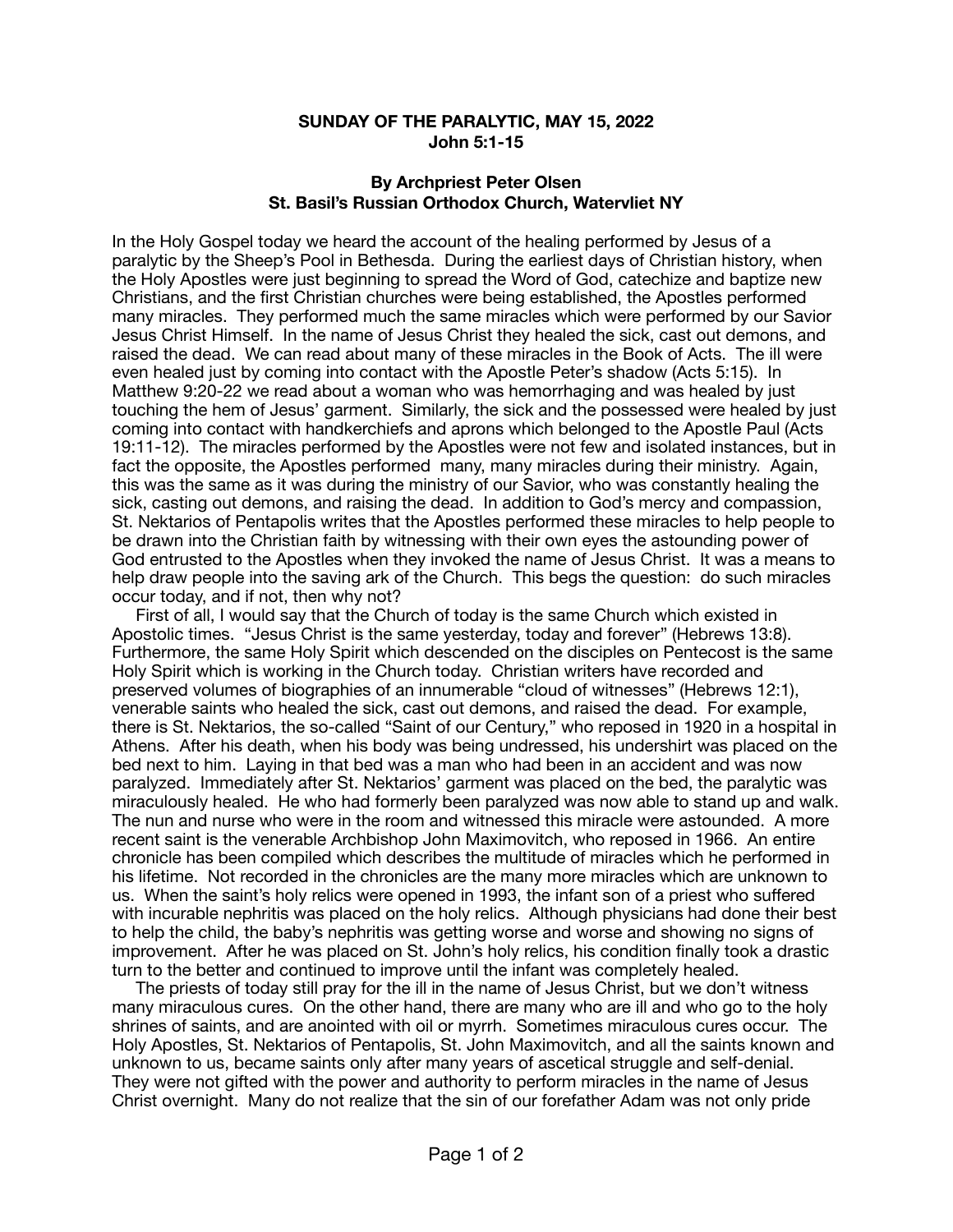**SUNDAY OF THE PARALYTIC, MAY 15, 2022**
**John 5:1-15**

**By Archpriest Peter Olsen**
**St. Basil's Russian Orthodox Church, Watervliet NY**

In the Holy Gospel today we heard the account of the healing performed by Jesus of a paralytic by the Sheep's Pool in Bethesda. During the earliest days of Christian history, when the Holy Apostles were just beginning to spread the Word of God, catechize and baptize new Christians, and the first Christian churches were being established, the Apostles performed many miracles. They performed much the same miracles which were performed by our Savior Jesus Christ Himself. In the name of Jesus Christ they healed the sick, cast out demons, and raised the dead. We can read about many of these miracles in the Book of Acts. The ill were even healed just by coming into contact with the Apostle Peter's shadow (Acts 5:15). In Matthew 9:20-22 we read about a woman who was hemorrhaging and was healed by just touching the hem of Jesus' garment. Similarly, the sick and the possessed were healed by just coming into contact with handkerchiefs and aprons which belonged to the Apostle Paul (Acts 19:11-12). The miracles performed by the Apostles were not few and isolated instances, but in fact the opposite, the Apostles performed many, many miracles during their ministry. Again, this was the same as it was during the ministry of our Savior, who was constantly healing the sick, casting out demons, and raising the dead. In addition to God's mercy and compassion, St. Nektarios of Pentapolis writes that the Apostles performed these miracles to help people to be drawn into the Christian faith by witnessing with their own eyes the astounding power of God entrusted to the Apostles when they invoked the name of Jesus Christ. It was a means to help draw people into the saving ark of the Church. This begs the question: do such miracles occur today, and if not, then why not?

First of all, I would say that the Church of today is the same Church which existed in Apostolic times. "Jesus Christ is the same yesterday, today and forever" (Hebrews 13:8). Furthermore, the same Holy Spirit which descended on the disciples on Pentecost is the same Holy Spirit which is working in the Church today. Christian writers have recorded and preserved volumes of biographies of an innumerable "cloud of witnesses" (Hebrews 12:1), venerable saints who healed the sick, cast out demons, and raised the dead. For example, there is St. Nektarios, the so-called "Saint of our Century," who reposed in 1920 in a hospital in Athens. After his death, when his body was being undressed, his undershirt was placed on the bed next to him. Laying in that bed was a man who had been in an accident and was now paralyzed. Immediately after St. Nektarios' garment was placed on the bed, the paralytic was miraculously healed. He who had formerly been paralyzed was now able to stand up and walk. The nun and nurse who were in the room and witnessed this miracle were astounded. A more recent saint is the venerable Archbishop John Maximovitch, who reposed in 1966. An entire chronicle has been compiled which describes the multitude of miracles which he performed in his lifetime. Not recorded in the chronicles are the many more miracles which are unknown to us. When the saint's holy relics were opened in 1993, the infant son of a priest who suffered with incurable nephritis was placed on the holy relics. Although physicians had done their best to help the child, the baby's nephritis was getting worse and worse and showing no signs of improvement. After he was placed on St. John's holy relics, his condition finally took a drastic turn to the better and continued to improve until the infant was completely healed.

The priests of today still pray for the ill in the name of Jesus Christ, but we don't witness many miraculous cures. On the other hand, there are many who are ill and who go to the holy shrines of saints, and are anointed with oil or myrrh. Sometimes miraculous cures occur. The Holy Apostles, St. Nektarios of Pentapolis, St. John Maximovitch, and all the saints known and unknown to us, became saints only after many years of ascetical struggle and self-denial. They were not gifted with the power and authority to perform miracles in the name of Jesus Christ overnight. Many do not realize that the sin of our forefather Adam was not only pride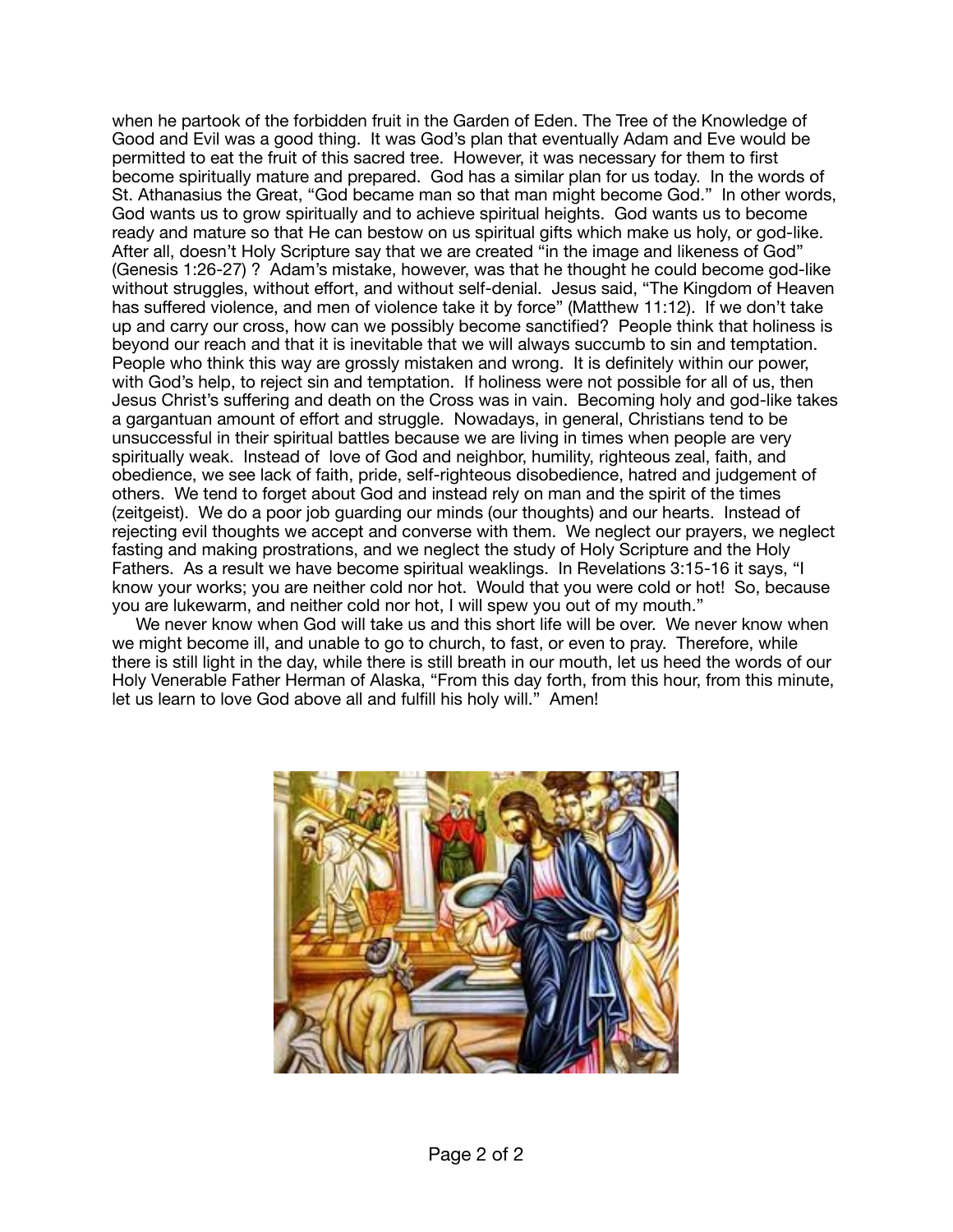when he partook of the forbidden fruit in the Garden of Eden. The Tree of the Knowledge of Good and Evil was a good thing. It was God's plan that eventually Adam and Eve would be permitted to eat the fruit of this sacred tree. However, it was necessary for them to first become spiritually mature and prepared. God has a similar plan for us today. In the words of St. Athanasius the Great, "God became man so that man might become God." In other words, God wants us to grow spiritually and to achieve spiritual heights. God wants us to become ready and mature so that He can bestow on us spiritual gifts which make us holy, or god-like. After all, doesn't Holy Scripture say that we are created "in the image and likeness of God" (Genesis 1:26-27) ? Adam's mistake, however, was that he thought he could become god-like without struggles, without effort, and without self-denial. Jesus said, "The Kingdom of Heaven has suffered violence, and men of violence take it by force" (Matthew 11:12). If we don't take up and carry our cross, how can we possibly become sanctified? People think that holiness is beyond our reach and that it is inevitable that we will always succumb to sin and temptation. People who think this way are grossly mistaken and wrong. It is definitely within our power, with God's help, to reject sin and temptation. If holiness were not possible for all of us, then Jesus Christ's suffering and death on the Cross was in vain. Becoming holy and god-like takes a gargantuan amount of effort and struggle. Nowadays, in general, Christians tend to be unsuccessful in their spiritual battles because we are living in times when people are very spiritually weak. Instead of love of God and neighbor, humility, righteous zeal, faith, and obedience, we see lack of faith, pride, self-righteous disobedience, hatred and judgement of others. We tend to forget about God and instead rely on man and the spirit of the times (zeitgeist). We do a poor job guarding our minds (our thoughts) and our hearts. Instead of rejecting evil thoughts we accept and converse with them. We neglect our prayers, we neglect fasting and making prostrations, and we neglect the study of Holy Scripture and the Holy Fathers. As a result we have become spiritual weaklings. In Revelations 3:15-16 it says, "I know your works; you are neither cold nor hot. Would that you were cold or hot! So, because you are lukewarm, and neither cold nor hot, I will spew you out of my mouth."

We never know when God will take us and this short life will be over. We never know when we might become ill, and unable to go to church, to fast, or even to pray. Therefore, while there is still light in the day, while there is still breath in our mouth, let us heed the words of our Holy Venerable Father Herman of Alaska, "From this day forth, from this hour, from this minute, let us learn to love God above all and fulfill his holy will." Amen!